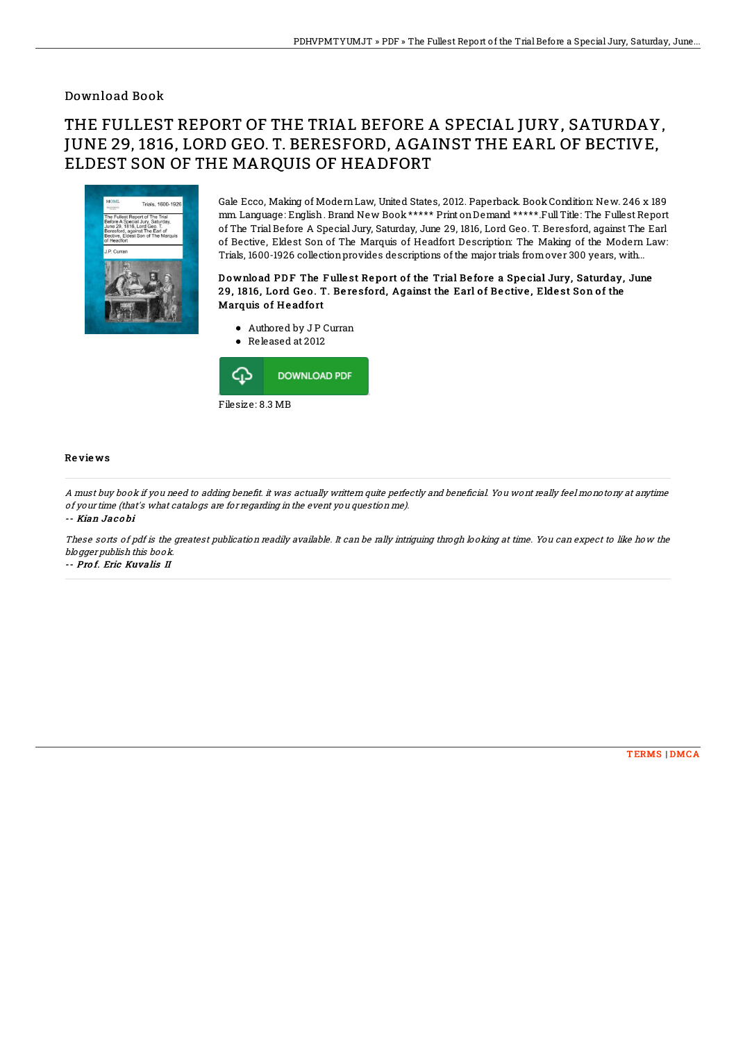Download Book

# THE FULLEST REPORT OF THE TRIAL BEFORE A SPECIAL JURY, SATURDAY, JUNE 29, 1816, LORD GEO. T. BERESFORD, AGAINST THE EARL OF BECTIVE, ELDEST SON OF THE MARQUIS OF HEADFORT

Gale Ecco, Making of Modern Law, United States, 2012. Paperback. Book Condition: New. 246 x 189 mm. Language: English . Brand New Book ***** Print on Demand *****.Full Title: The Fullest Report of The Trial Before A Special Jury, Saturday, June 29, 1816, Lord Geo. T. Beresford, against The Earl of Bective, Eldest Son of The Marquis of Headfort Description: The Making of the Modern Law: Trials, 1600-1926 collection provides descriptions of the major trials from over 300 years, with...

**Download PDF The Fullest Report of the Trial Before a Special Jury, Saturday, June 29, 1816, Lord Geo. T. Beresford, Against the Earl of Bective, Eldest Son of the Marquis of Headfort**

- Authored by J P Curran
- Released at 2012

DOWNLOAD PDF

Filesize: 8.3 MB

## Reviews

*A must buy book if you need to adding benefit. it was actually writtern quite perfectly and beneficial. You wont really feel monotony at anytime of your time (that's what catalogs are for regarding in the event you question me).*

-- ***Kian Jacobi***

*These sorts of pdf is the greatest publication readily available. It can be rally intriguing throgh looking at time. You can expect to like how the blogger publish this book.*

-- ***Prof. Eric Kuvalis II***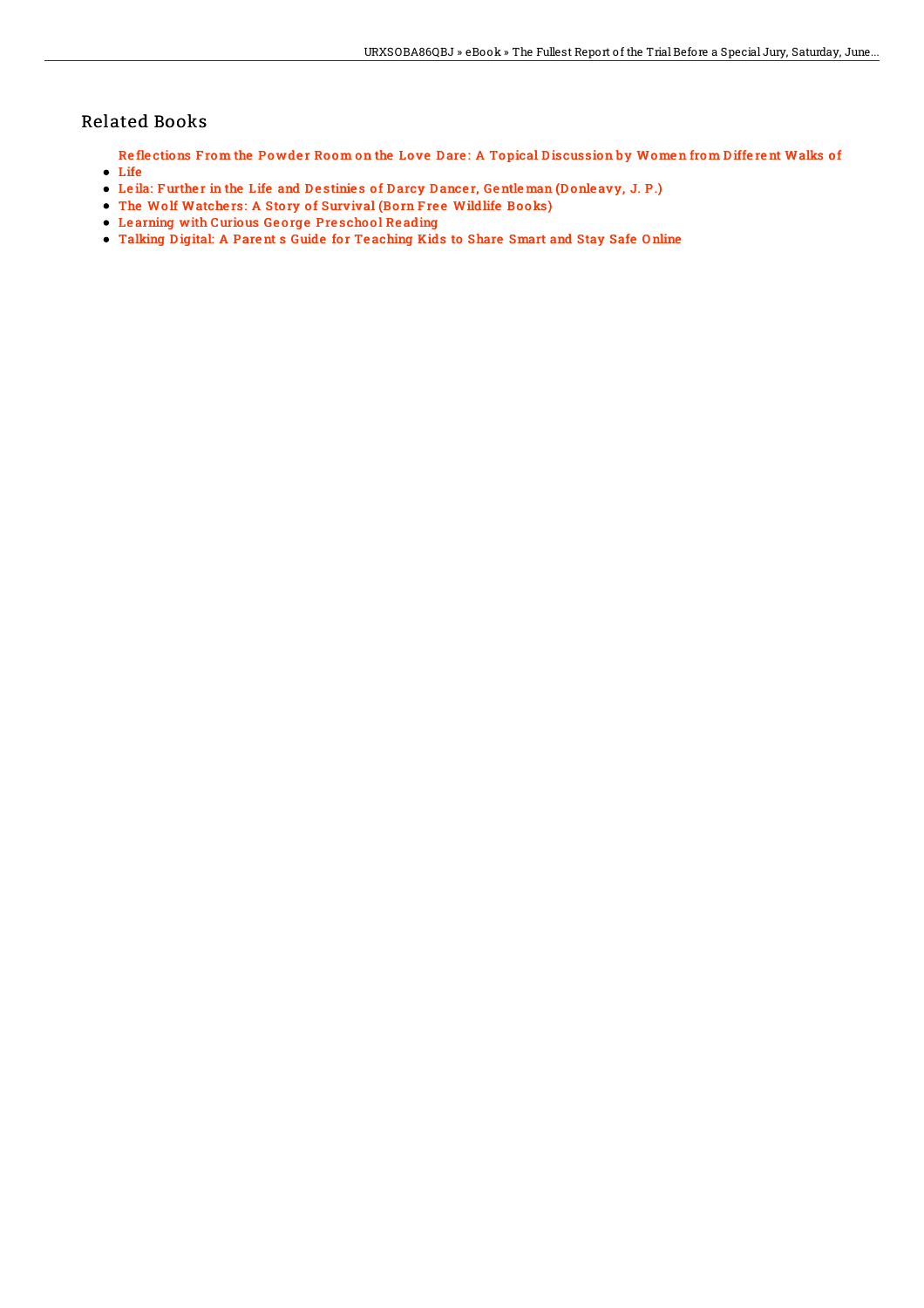## Related Books

- Reflections From the Powder Room on the Love Dare: A Topical Discussion by Women from Different Walks of Life
- Leila: Further in the Life and Destinies of Darcy Dancer, Gentleman (Donleavy, J. P.)
- The Wolf Watchers: A Story of Survival (Born Free Wildlife Books)
- Learning with Curious George Preschool Reading
- Talking Digital: A Parent s Guide for Teaching Kids to Share Smart and Stay Safe Online